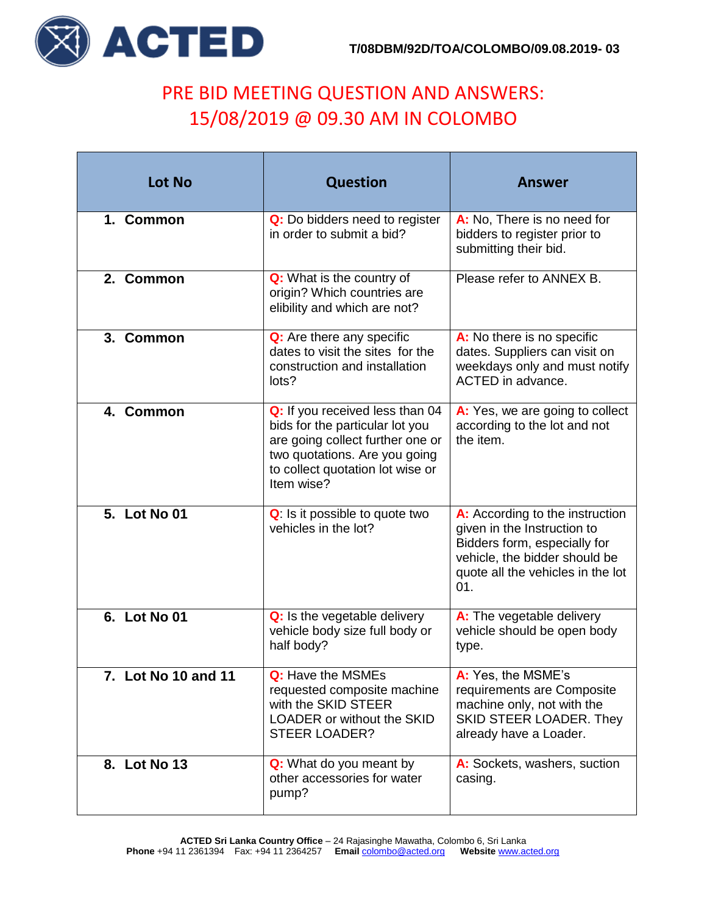ACTED

T/08DBM/92D/TOA/COLOMBO/09.08.2019- 03

# PRE BID MEETING QUESTION AND ANSWERS: 15/08/2019 @ 09.30 AM IN COLOMBO

| Lot No | Question | Answer |
|---|---|---|
| 1. **Common** | **Q:** Do bidders need to register in order to submit a bid? | **A:** No, There is no need for bidders to register prior to submitting their bid. |
| 2. **Common** | **Q:** What is the country of origin? Which countries are elibility and which are not? | Please refer to ANNEX B. |
| 3. **Common** | **Q:** Are there any specific dates to visit the sites for the construction and installation lots? | **A:** No there is no specific dates. Suppliers can visit on weekdays only and must notify ACTED in advance. |
| 4. **Common** | **Q:** If you received less than 04 bids for the particular lot you are going collect further one or two quotations. Are you going to collect quotation lot wise or Item wise? | **A:** Yes, we are going to collect according to the lot and not the item. |
| 5. **Lot No 01** | **Q:** Is it possible to quote two vehicles in the lot? | **A:** According to the instruction given in the Instruction to Bidders form, especially for vehicle, the bidder should be quote all the vehicles in the lot 01. |
| 6. **Lot No 01** | **Q:** Is the vegetable delivery vehicle body size full body or half body? | **A:** The vegetable delivery vehicle should be open body type. |
| 7. **Lot No 10 and 11** | **Q:** Have the MSMEs requested composite machine with the SKID STEER LOADER or without the SKID STEER LOADER? | **A:** Yes, the MSME's requirements are Composite machine only, not with the SKID STEER LOADER. They already have a Loader. |
| 8. **Lot No 13** | **Q:** What do you meant by other accessories for water pump? | **A:** Sockets, washers, suction casing. |

**ACTED Sri Lanka Country Office** – 24 Rajasinghe Mawatha, Colombo 6, Sri Lanka
**Phone** +94 11 2361394 Fax: +94 11 2364257 **Email** colombo@acted.org **Website** www.acted.org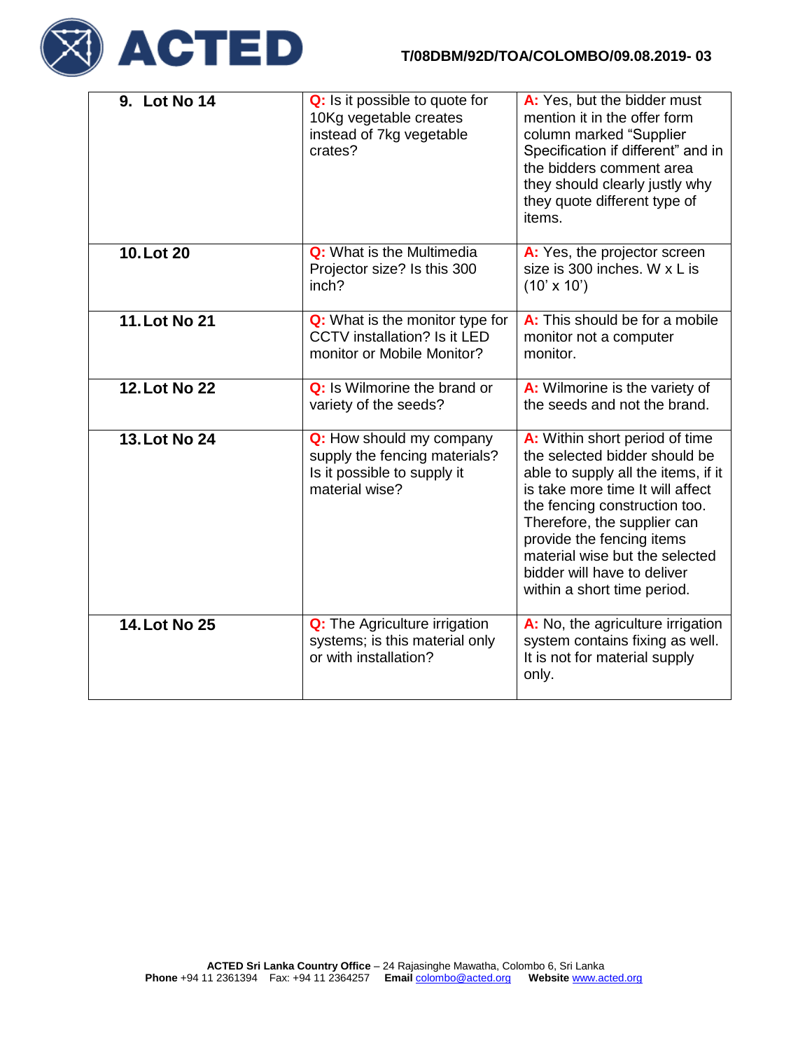| | | |
|---|---|---|
| **9. Lot No 14** | **Q:** Is it possible to quote for 10Kg vegetable creates instead of 7kg vegetable crates? | **A:** Yes, but the bidder must mention it in the offer form column marked "Supplier Specification if different" and in the bidders comment area they should clearly justly why they quote different type of items. |
| **10. Lot 20** | **Q:** What is the Multimedia Projector size? Is this 300 inch? | **A:** Yes, the projector screen size is 300 inches. W x L is (10' x 10') |
| **11. Lot No 21** | **Q:** What is the monitor type for CCTV installation? Is it LED monitor or Mobile Monitor? | **A:** This should be for a mobile monitor not a computer monitor. |
| **12. Lot No 22** | **Q:** Is Wilmorine the brand or variety of the seeds? | **A:** Wilmorine is the variety of the seeds and not the brand. |
| **13. Lot No 24** | **Q:** How should my company supply the fencing materials? Is it possible to supply it material wise? | **A:** Within short period of time the selected bidder should be able to supply all the items, if it is take more time It will affect the fencing construction too. Therefore, the supplier can provide the fencing items material wise but the selected bidder will have to deliver within a short time period. |
| **14. Lot No 25** | **Q:** The Agriculture irrigation systems; is this material only or with installation? | **A:** No, the agriculture irrigation system contains fixing as well. It is not for material supply only. |